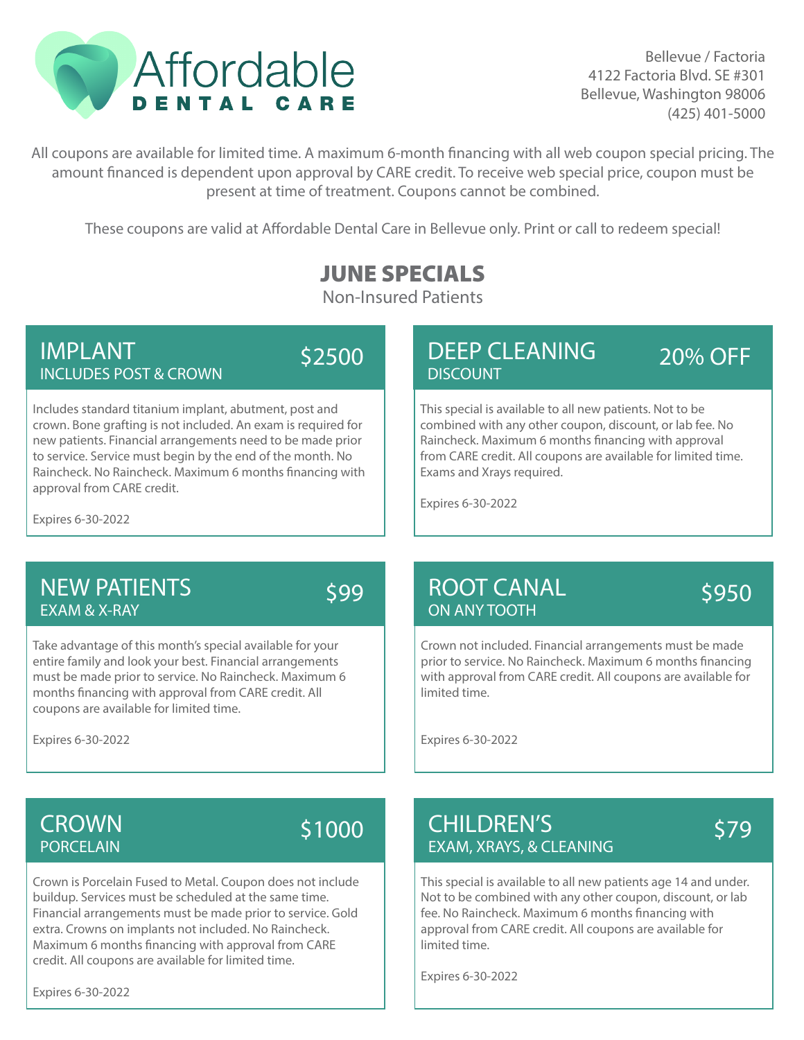# Affordable DENTAL CARE

Bellevue / Factoria
4122 Factoria Blvd. SE #301
Bellevue, Washington 98006
(425) 401-5000

All coupons are available for limited time. A maximum 6-month financing with all web coupon special pricing. The amount financed is dependent upon approval by CARE credit. To receive web special price, coupon must be present at time of treatment. Coupons cannot be combined.

These coupons are valid at Affordable Dental Care in Bellevue only. Print or call to redeem special!

## JUNE SPECIALS

Non-Insured Patients

### IMPLANT — $2500

INCLUDES POST & CROWN

Includes standard titanium implant, abutment, post and crown. Bone grafting is not included. An exam is required for new patients. Financial arrangements need to be made prior to service. Service must begin by the end of the month. No Raincheck. No Raincheck. Maximum 6 months financing with approval from CARE credit.

Expires 6-30-2022

### DEEP CLEANING — 20% OFF

DISCOUNT

This special is available to all new patients. Not to be combined with any other coupon, discount, or lab fee. No Raincheck. Maximum 6 months financing with approval from CARE credit. All coupons are available for limited time. Exams and Xrays required.

Expires 6-30-2022

### NEW PATIENTS — $99

EXAM & X-RAY

Take advantage of this month's special available for your entire family and look your best. Financial arrangements must be made prior to service. No Raincheck. Maximum 6 months financing with approval from CARE credit. All coupons are available for limited time.

Expires 6-30-2022

### ROOT CANAL — $950

ON ANY TOOTH

Crown not included. Financial arrangements must be made prior to service. No Raincheck. Maximum 6 months financing with approval from CARE credit. All coupons are available for limited time.

Expires 6-30-2022

### CROWN — $1000

PORCELAIN

Crown is Porcelain Fused to Metal. Coupon does not include buildup. Services must be scheduled at the same time. Financial arrangements must be made prior to service. Gold extra. Crowns on implants not included. No Raincheck. Maximum 6 months financing with approval from CARE credit. All coupons are available for limited time.

Expires 6-30-2022

### CHILDREN'S — $79

EXAM, XRAYS, & CLEANING

This special is available to all new patients age 14 and under. Not to be combined with any other coupon, discount, or lab fee. No Raincheck. Maximum 6 months financing with approval from CARE credit. All coupons are available for limited time.

Expires 6-30-2022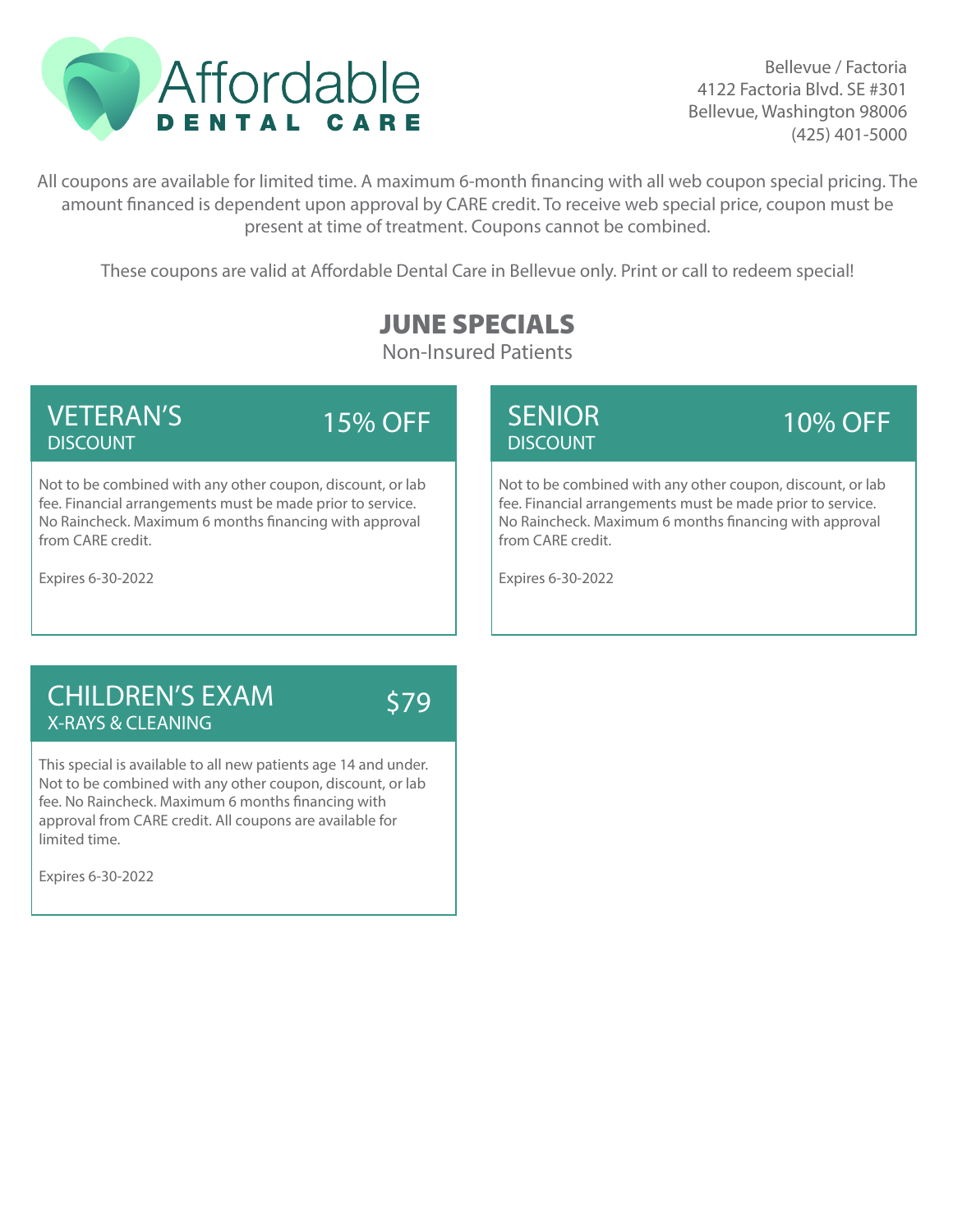# Affordable DENTAL CARE

Bellevue / Factoria
4122 Factoria Blvd. SE #301
Bellevue, Washington 98006
(425) 401-5000

All coupons are available for limited time. A maximum 6-month financing with all web coupon special pricing. The amount financed is dependent upon approval by CARE credit. To receive web special price, coupon must be present at time of treatment. Coupons cannot be combined.

These coupons are valid at Affordable Dental Care in Bellevue only. Print or call to redeem special!

## JUNE SPECIALS

Non-Insured Patients

### VETERAN'S DISCOUNT — 15% OFF

Not to be combined with any other coupon, discount, or lab fee. Financial arrangements must be made prior to service. No Raincheck. Maximum 6 months financing with approval from CARE credit.

Expires 6-30-2022

### SENIOR DISCOUNT — 10% OFF

Not to be combined with any other coupon, discount, or lab fee. Financial arrangements must be made prior to service. No Raincheck. Maximum 6 months financing with approval from CARE credit.

Expires 6-30-2022

### CHILDREN'S EXAM X-RAYS & CLEANING — $79

This special is available to all new patients age 14 and under. Not to be combined with any other coupon, discount, or lab fee. No Raincheck. Maximum 6 months financing with approval from CARE credit. All coupons are available for limited time.

Expires 6-30-2022